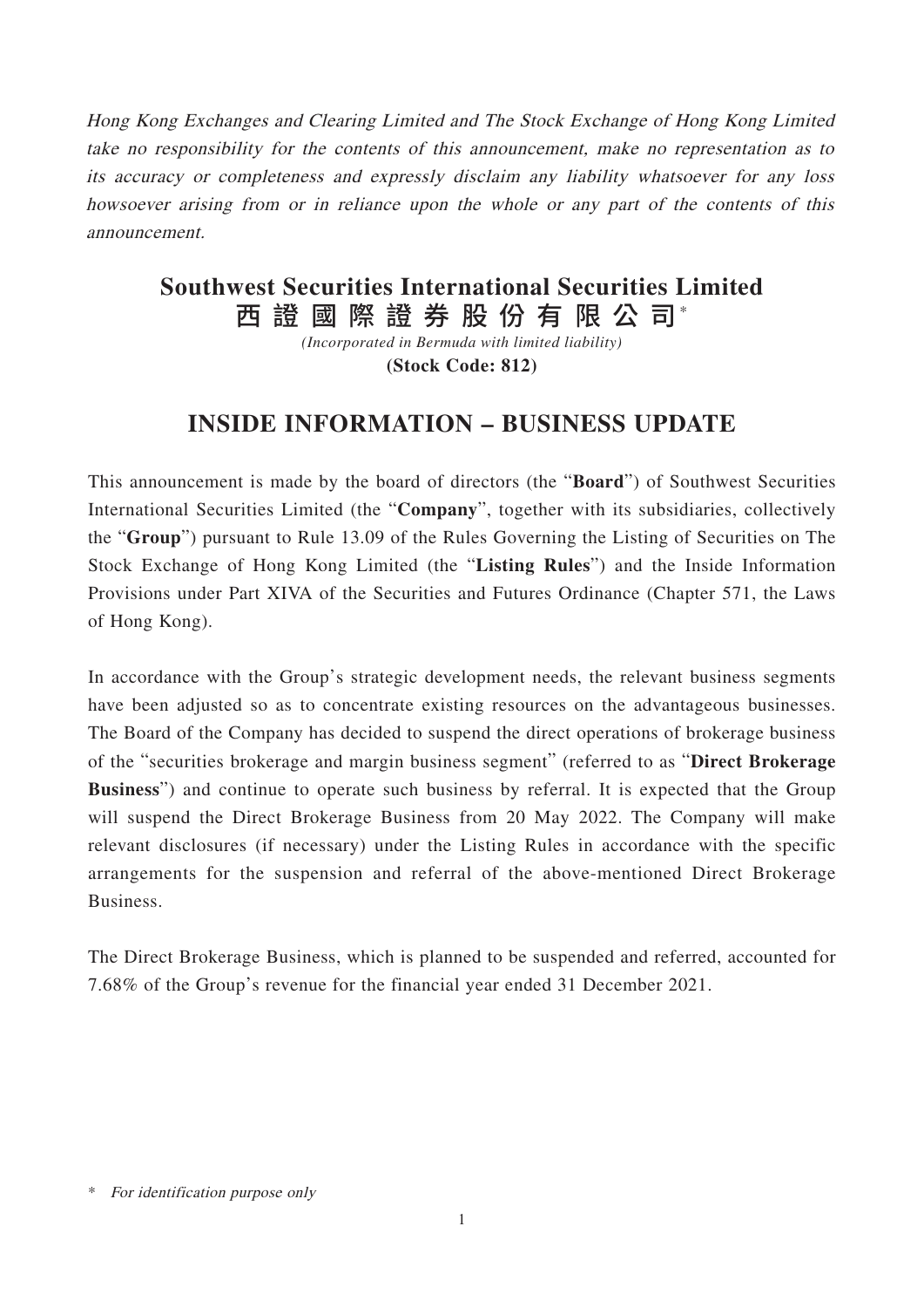*Hong Kong Exchanges and Clearing Limited and The Stock Exchange of Hong Kong Limited take no responsibility for the contents of this announcement, make no representation as to its accuracy or completeness and expressly disclaim any liability whatsoever for any loss howsoever arising from or in reliance upon the whole or any part of the contents of this announcement.*

# Southwest Securities International Securities Limited
# 西證國際證券股份有限公司*

*(Incorporated in Bermuda with limited liability)*

**(Stock Code: 812)**

## INSIDE INFORMATION – BUSINESS UPDATE

This announcement is made by the board of directors (the "**Board**") of Southwest Securities International Securities Limited (the "**Company**", together with its subsidiaries, collectively the "**Group**") pursuant to Rule 13.09 of the Rules Governing the Listing of Securities on The Stock Exchange of Hong Kong Limited (the "**Listing Rules**") and the Inside Information Provisions under Part XIVA of the Securities and Futures Ordinance (Chapter 571, the Laws of Hong Kong).

In accordance with the Group's strategic development needs, the relevant business segments have been adjusted so as to concentrate existing resources on the advantageous businesses. The Board of the Company has decided to suspend the direct operations of brokerage business of the "securities brokerage and margin business segment" (referred to as "**Direct Brokerage Business**") and continue to operate such business by referral. It is expected that the Group will suspend the Direct Brokerage Business from 20 May 2022. The Company will make relevant disclosures (if necessary) under the Listing Rules in accordance with the specific arrangements for the suspension and referral of the above-mentioned Direct Brokerage Business.

The Direct Brokerage Business, which is planned to be suspended and referred, accounted for 7.68% of the Group's revenue for the financial year ended 31 December 2021.

\* *For identification purpose only*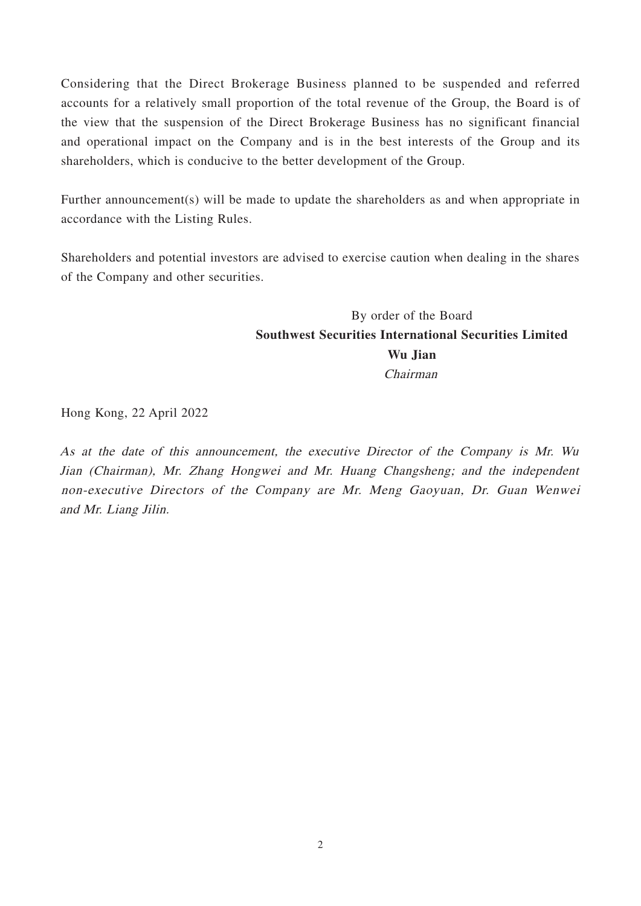Considering that the Direct Brokerage Business planned to be suspended and referred accounts for a relatively small proportion of the total revenue of the Group, the Board is of the view that the suspension of the Direct Brokerage Business has no significant financial and operational impact on the Company and is in the best interests of the Group and its shareholders, which is conducive to the better development of the Group.

Further announcement(s) will be made to update the shareholders as and when appropriate in accordance with the Listing Rules.

Shareholders and potential investors are advised to exercise caution when dealing in the shares of the Company and other securities.

By order of the Board
**Southwest Securities International Securities Limited**
**Wu Jian**
*Chairman*

Hong Kong, 22 April 2022

*As at the date of this announcement, the executive Director of the Company is Mr. Wu Jian (Chairman), Mr. Zhang Hongwei and Mr. Huang Changsheng; and the independent non-executive Directors of the Company are Mr. Meng Gaoyuan, Dr. Guan Wenwei and Mr. Liang Jilin.*